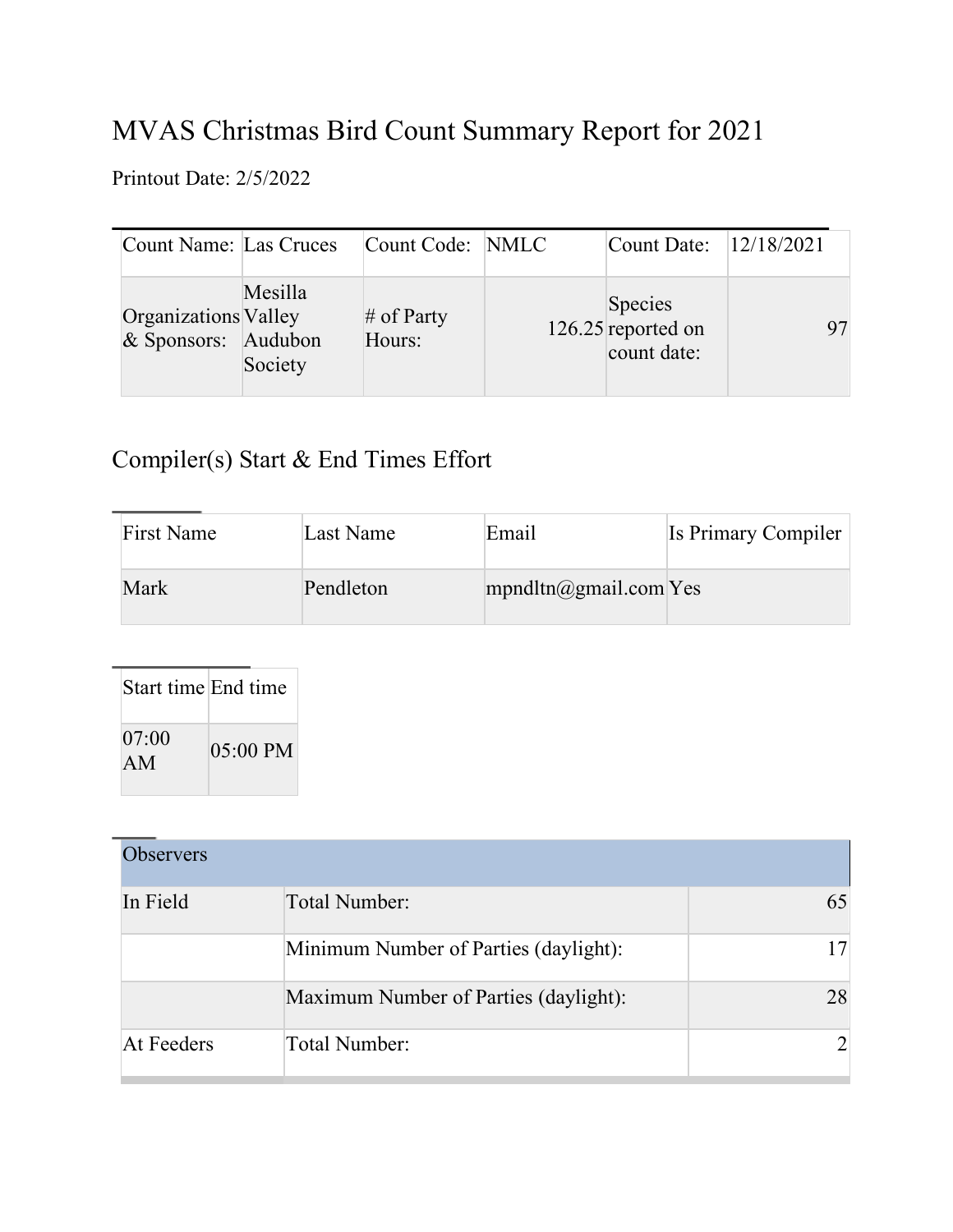# MVAS Christmas Bird Count Summary Report for 2021

Printout Date: 2/5/2022

| Count Name: | Las Cruces | Count Code: | NMLC | Count Date: | 12/18/2021 |
|---|---|---|---|---|---|
| Organizations & Sponsors: | Mesilla Valley Audubon Society | # of Party Hours: | 126.25 | Species reported on count date: | 97 |

## Compiler(s) Start & End Times Effort

| First Name | Last Name | Email | Is Primary Compiler |
|---|---|---|---|
| Mark | Pendleton | mpndltn@gmail.com | Yes |

| Start time | End time |
|---|---|
| 07:00 AM | 05:00 PM |

| Observers | | |
|---|---|---|
| In Field | Total Number: | 65 |
| | Minimum Number of Parties (daylight): | 17 |
| | Maximum Number of Parties (daylight): | 28 |
| At Feeders | Total Number: | 2 |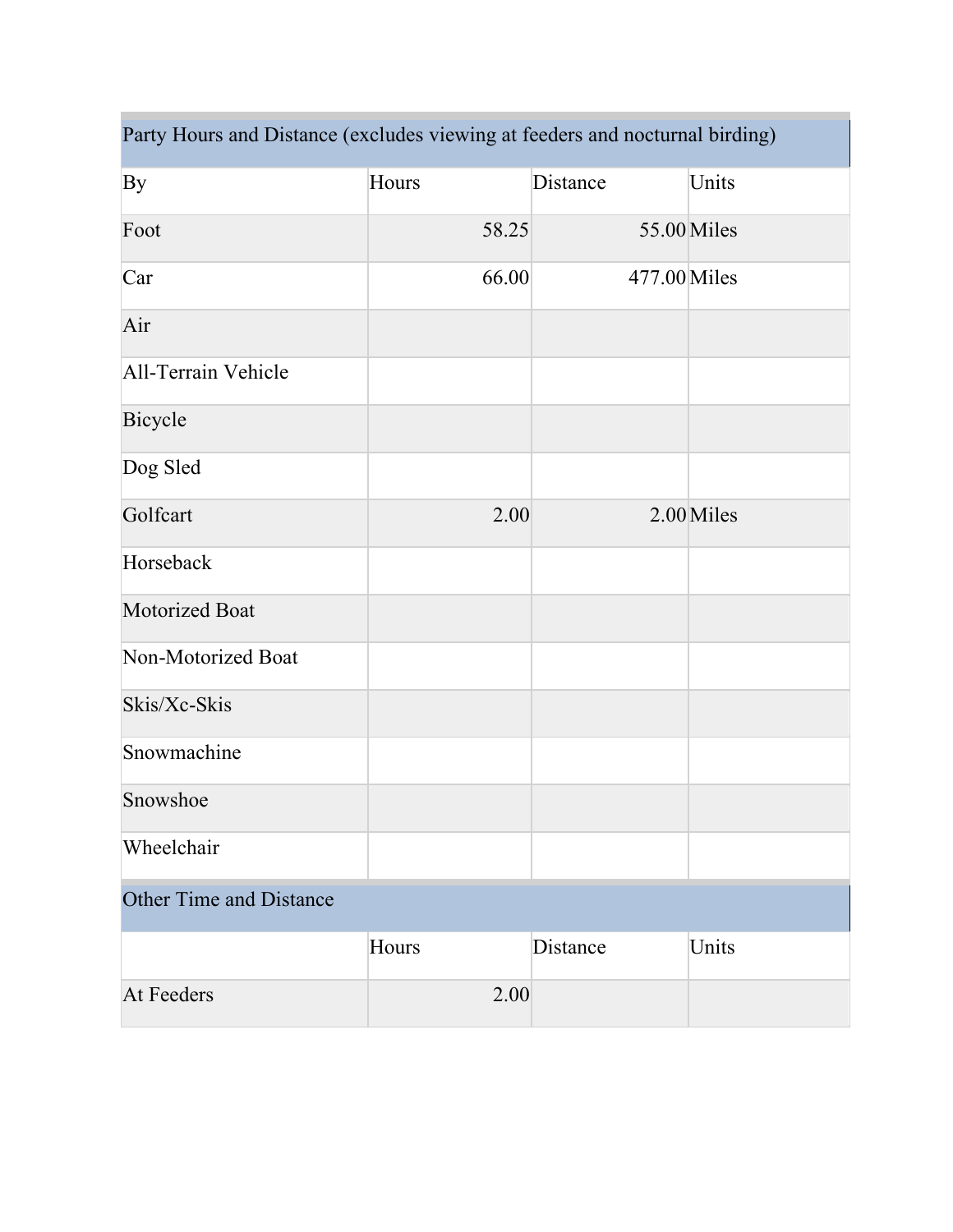| Party Hours and Distance (excludes viewing at feeders and nocturnal birding) | | | |
|---|---|---|---|
| By | Hours | Distance | Units |
| Foot | 58.25 | 55.00 | Miles |
| Car | 66.00 | 477.00 | Miles |
| Air | | | |
| All-Terrain Vehicle | | | |
| Bicycle | | | |
| Dog Sled | | | |
| Golfcart | 2.00 | 2.00 | Miles |
| Horseback | | | |
| Motorized Boat | | | |
| Non-Motorized Boat | | | |
| Skis/Xc-Skis | | | |
| Snowmachine | | | |
| Snowshoe | | | |
| Wheelchair | | | |

| Other Time and Distance | | | |
|---|---|---|---|
| | Hours | Distance | Units |
| At Feeders | 2.00 | | |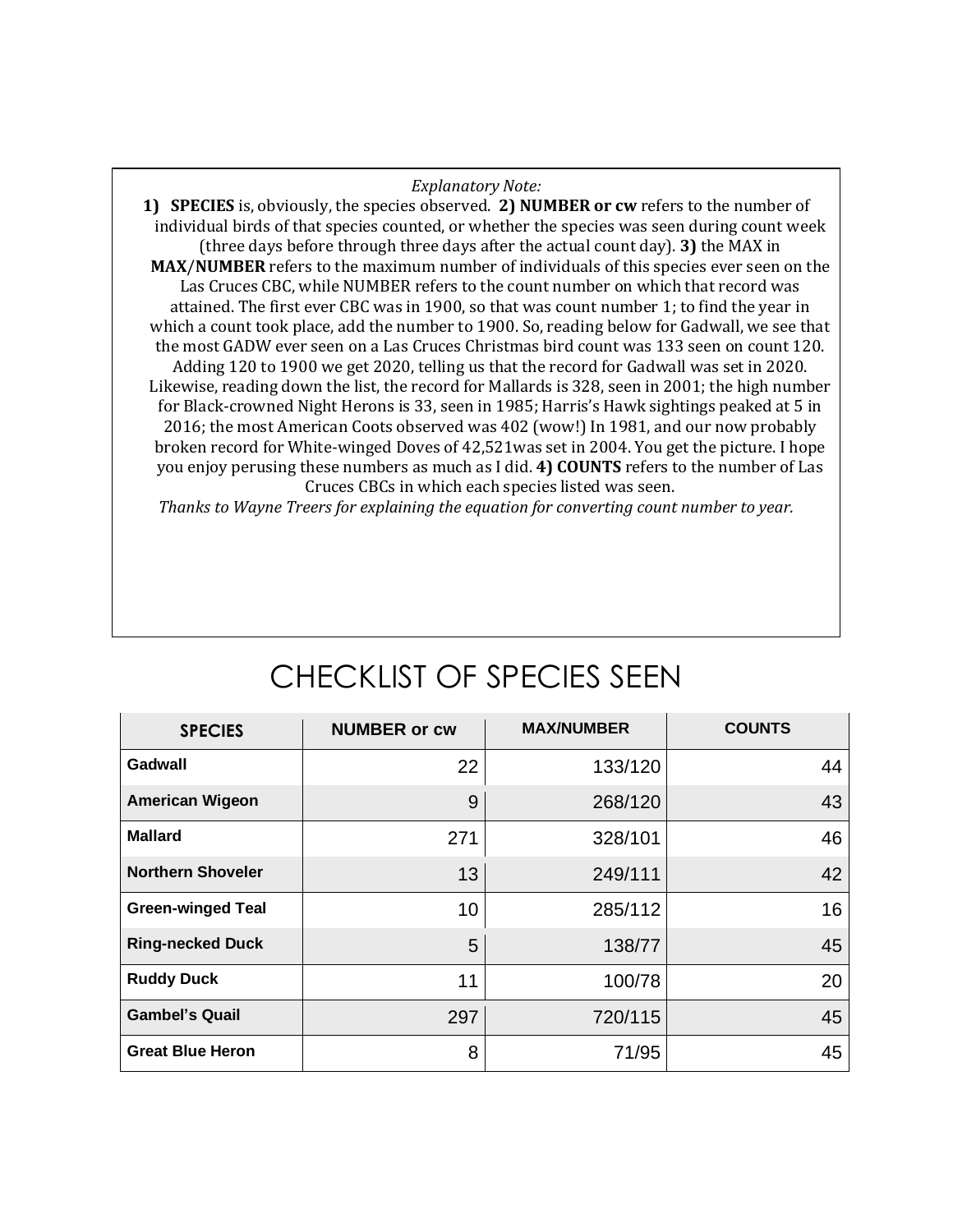*Explanatory Note:*

**1) SPECIES** is, obviously, the species observed. **2) NUMBER or cw** refers to the number of individual birds of that species counted, or whether the species was seen during count week (three days before through three days after the actual count day). **3)** the MAX in **MAX/NUMBER** refers to the maximum number of individuals of this species ever seen on the Las Cruces CBC, while NUMBER refers to the count number on which that record was attained. The first ever CBC was in 1900, so that was count number 1; to find the year in which a count took place, add the number to 1900. So, reading below for Gadwall, we see that the most GADW ever seen on a Las Cruces Christmas bird count was 133 seen on count 120. Adding 120 to 1900 we get 2020, telling us that the record for Gadwall was set in 2020. Likewise, reading down the list, the record for Mallards is 328, seen in 2001; the high number for Black-crowned Night Herons is 33, seen in 1985; Harris's Hawk sightings peaked at 5 in 2016; the most American Coots observed was 402 (wow!) In 1981, and our now probably broken record for White-winged Doves of 42,521was set in 2004. You get the picture. I hope you enjoy perusing these numbers as much as I did. **4) COUNTS** refers to the number of Las Cruces CBCs in which each species listed was seen.

*Thanks to Wayne Treers for explaining the equation for converting count number to year.*

# CHECKLIST OF SPECIES SEEN

| SPECIES | NUMBER or cw | MAX/NUMBER | COUNTS |
|---|---|---|---|
| **Gadwall** | 22 | 133/120 | 44 |
| **American Wigeon** | 9 | 268/120 | 43 |
| **Mallard** | 271 | 328/101 | 46 |
| **Northern Shoveler** | 13 | 249/111 | 42 |
| **Green-winged Teal** | 10 | 285/112 | 16 |
| **Ring-necked Duck** | 5 | 138/77 | 45 |
| **Ruddy Duck** | 11 | 100/78 | 20 |
| **Gambel's Quail** | 297 | 720/115 | 45 |
| **Great Blue Heron** | 8 | 71/95 | 45 |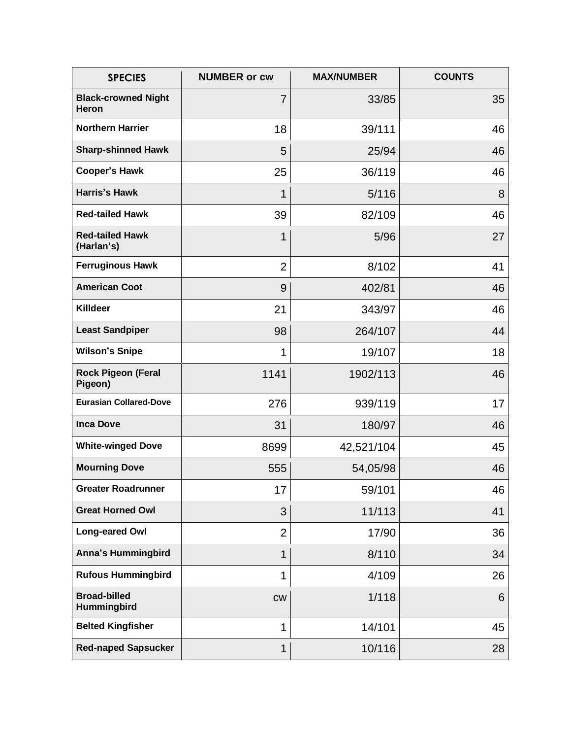| SPECIES | NUMBER or cw | MAX/NUMBER | COUNTS |
|---|---|---|---|
| **Black-crowned Night Heron** | 7 | 33/85 | 35 |
| **Northern Harrier** | 18 | 39/111 | 46 |
| **Sharp-shinned Hawk** | 5 | 25/94 | 46 |
| **Cooper's Hawk** | 25 | 36/119 | 46 |
| **Harris's Hawk** | 1 | 5/116 | 8 |
| **Red-tailed Hawk** | 39 | 82/109 | 46 |
| **Red-tailed Hawk (Harlan's)** | 1 | 5/96 | 27 |
| **Ferruginous Hawk** | 2 | 8/102 | 41 |
| **American Coot** | 9 | 402/81 | 46 |
| **Killdeer** | 21 | 343/97 | 46 |
| **Least Sandpiper** | 98 | 264/107 | 44 |
| **Wilson's Snipe** | 1 | 19/107 | 18 |
| **Rock Pigeon (Feral Pigeon)** | 1141 | 1902/113 | 46 |
| **Eurasian Collared-Dove** | 276 | 939/119 | 17 |
| **Inca Dove** | 31 | 180/97 | 46 |
| **White-winged Dove** | 8699 | 42,521/104 | 45 |
| **Mourning Dove** | 555 | 54,05/98 | 46 |
| **Greater Roadrunner** | 17 | 59/101 | 46 |
| **Great Horned Owl** | 3 | 11/113 | 41 |
| **Long-eared Owl** | 2 | 17/90 | 36 |
| **Anna's Hummingbird** | 1 | 8/110 | 34 |
| **Rufous Hummingbird** | 1 | 4/109 | 26 |
| **Broad-billed Hummingbird** | cw | 1/118 | 6 |
| **Belted Kingfisher** | 1 | 14/101 | 45 |
| **Red-naped Sapsucker** | 1 | 10/116 | 28 |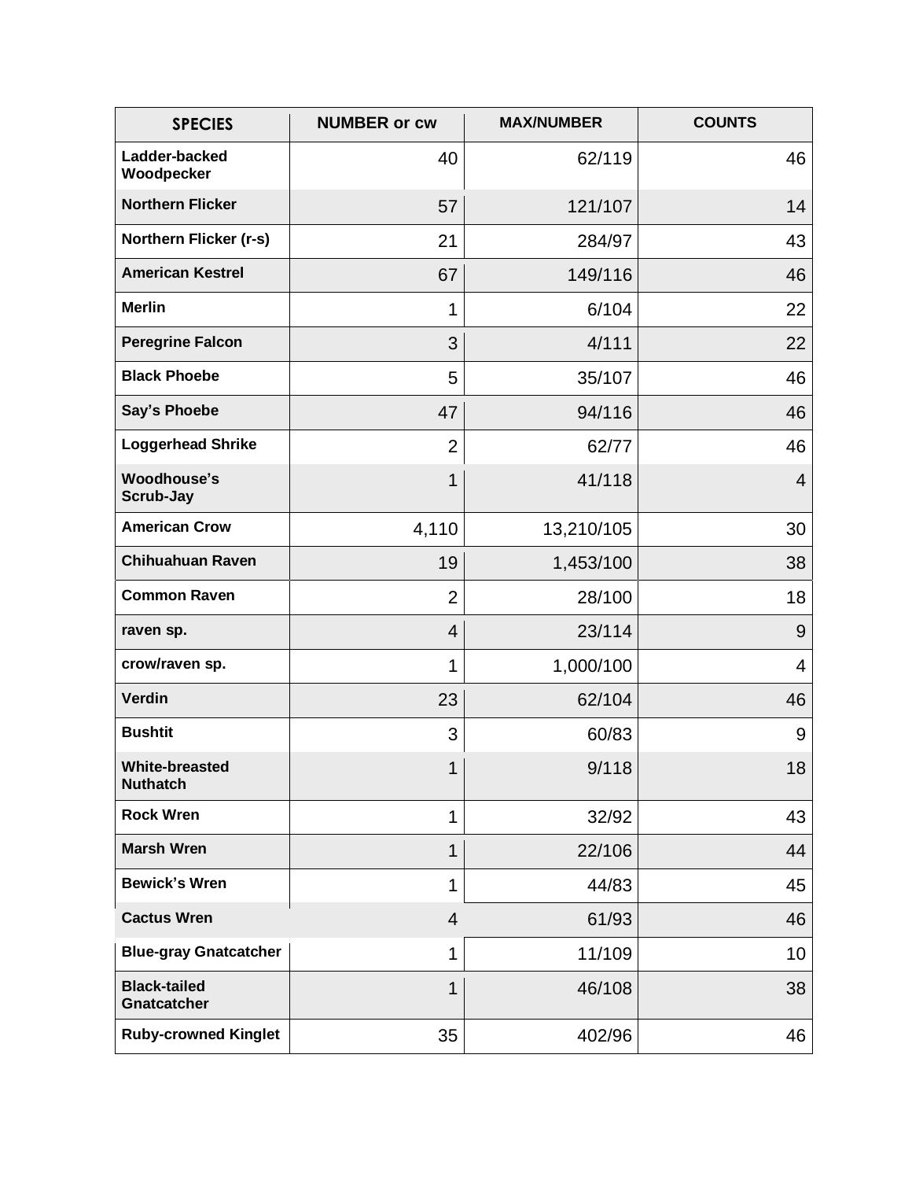| SPECIES | NUMBER or cw | MAX/NUMBER | COUNTS |
|---|---|---|---|
| **Ladder-backed Woodpecker** | 40 | 62/119 | 46 |
| **Northern Flicker** | 57 | 121/107 | 14 |
| **Northern Flicker (r-s)** | 21 | 284/97 | 43 |
| **American Kestrel** | 67 | 149/116 | 46 |
| **Merlin** | 1 | 6/104 | 22 |
| **Peregrine Falcon** | 3 | 4/111 | 22 |
| **Black Phoebe** | 5 | 35/107 | 46 |
| **Say's Phoebe** | 47 | 94/116 | 46 |
| **Loggerhead Shrike** | 2 | 62/77 | 46 |
| **Woodhouse's Scrub-Jay** | 1 | 41/118 | 4 |
| **American Crow** | 4,110 | 13,210/105 | 30 |
| **Chihuahuan Raven** | 19 | 1,453/100 | 38 |
| **Common Raven** | 2 | 28/100 | 18 |
| **raven sp.** | 4 | 23/114 | 9 |
| **crow/raven sp.** | 1 | 1,000/100 | 4 |
| **Verdin** | 23 | 62/104 | 46 |
| **Bushtit** | 3 | 60/83 | 9 |
| **White-breasted Nuthatch** | 1 | 9/118 | 18 |
| **Rock Wren** | 1 | 32/92 | 43 |
| **Marsh Wren** | 1 | 22/106 | 44 |
| **Bewick's Wren** | 1 | 44/83 | 45 |
| **Cactus Wren** | 4 | 61/93 | 46 |
| **Blue-gray Gnatcatcher** | 1 | 11/109 | 10 |
| **Black-tailed Gnatcatcher** | 1 | 46/108 | 38 |
| **Ruby-crowned Kinglet** | 35 | 402/96 | 46 |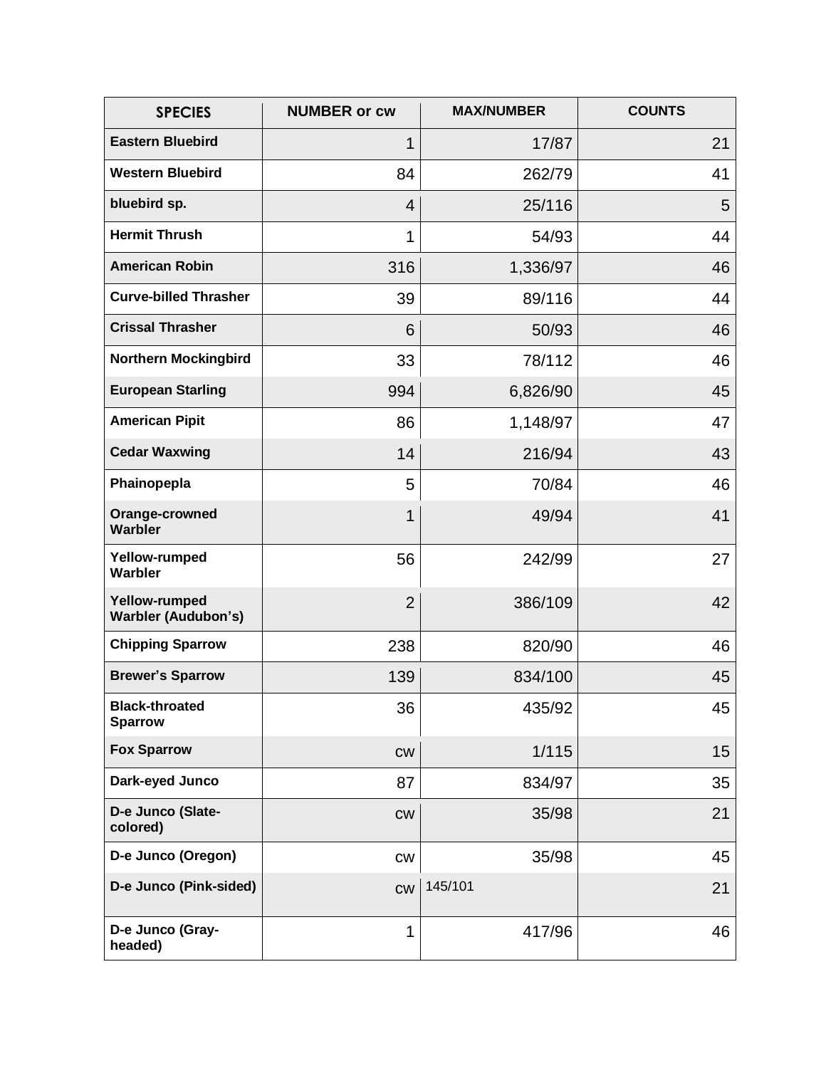| SPECIES | NUMBER or cw | MAX/NUMBER | COUNTS |
|---|---|---|---|
| **Eastern Bluebird** | 1 | 17/87 | 21 |
| **Western Bluebird** | 84 | 262/79 | 41 |
| **bluebird sp.** | 4 | 25/116 | 5 |
| **Hermit Thrush** | 1 | 54/93 | 44 |
| **American Robin** | 316 | 1,336/97 | 46 |
| **Curve-billed Thrasher** | 39 | 89/116 | 44 |
| **Crissal Thrasher** | 6 | 50/93 | 46 |
| **Northern Mockingbird** | 33 | 78/112 | 46 |
| **European Starling** | 994 | 6,826/90 | 45 |
| **American Pipit** | 86 | 1,148/97 | 47 |
| **Cedar Waxwing** | 14 | 216/94 | 43 |
| **Phainopepla** | 5 | 70/84 | 46 |
| **Orange-crowned Warbler** | 1 | 49/94 | 41 |
| **Yellow-rumped Warbler** | 56 | 242/99 | 27 |
| **Yellow-rumped Warbler (Audubon's)** | 2 | 386/109 | 42 |
| **Chipping Sparrow** | 238 | 820/90 | 46 |
| **Brewer's Sparrow** | 139 | 834/100 | 45 |
| **Black-throated Sparrow** | 36 | 435/92 | 45 |
| **Fox Sparrow** | cw | 1/115 | 15 |
| **Dark-eyed Junco** | 87 | 834/97 | 35 |
| **D-e Junco (Slate-colored)** | cw | 35/98 | 21 |
| **D-e Junco (Oregon)** | cw | 35/98 | 45 |
| **D-e Junco (Pink-sided)** | cw | 145/101 | 21 |
| **D-e Junco (Gray-headed)** | 1 | 417/96 | 46 |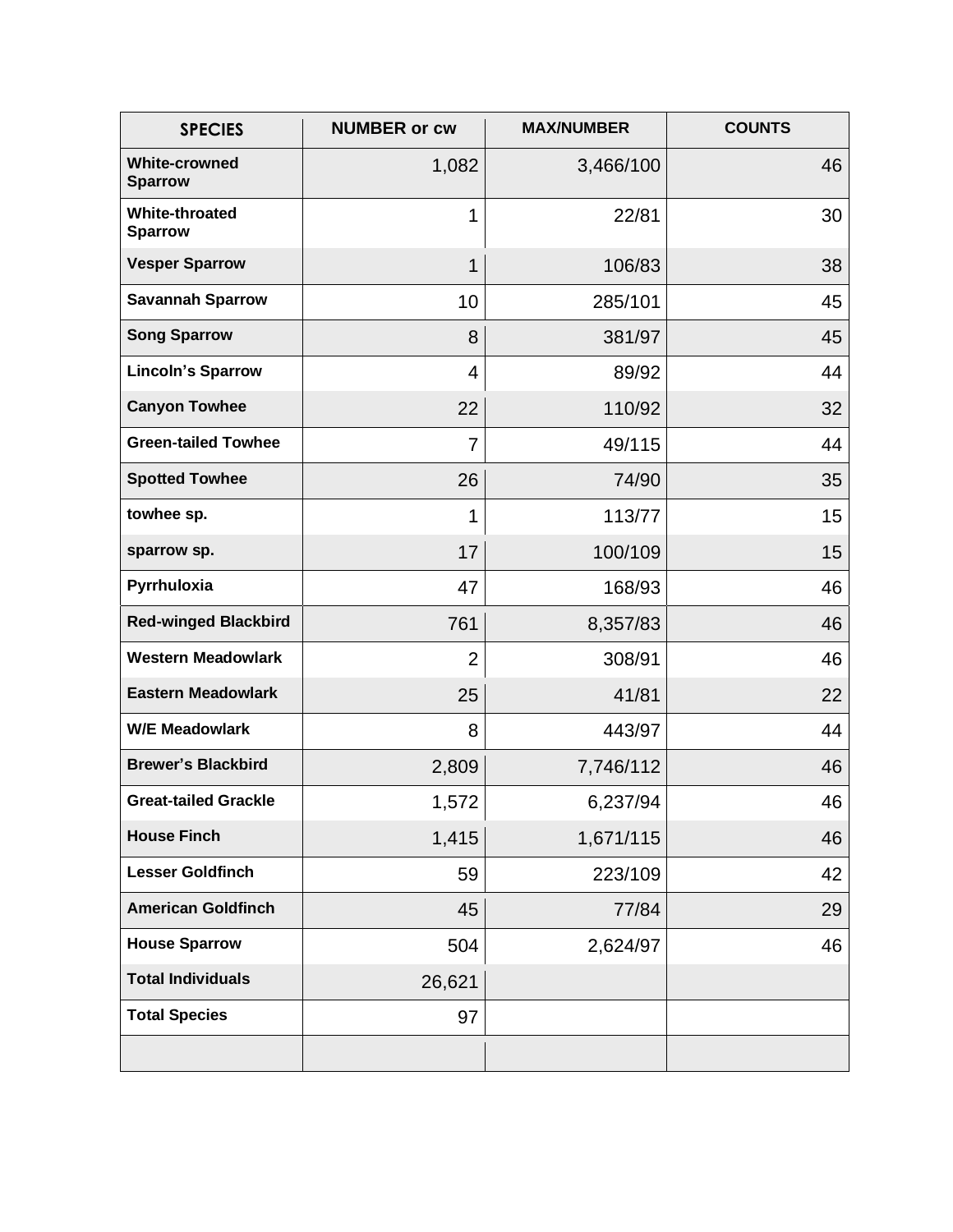| SPECIES | NUMBER or cw | MAX/NUMBER | COUNTS |
|---|---|---|---|
| **White-crowned Sparrow** | 1,082 | 3,466/100 | 46 |
| **White-throated Sparrow** | 1 | 22/81 | 30 |
| **Vesper Sparrow** | 1 | 106/83 | 38 |
| **Savannah Sparrow** | 10 | 285/101 | 45 |
| **Song Sparrow** | 8 | 381/97 | 45 |
| **Lincoln's Sparrow** | 4 | 89/92 | 44 |
| **Canyon Towhee** | 22 | 110/92 | 32 |
| **Green-tailed Towhee** | 7 | 49/115 | 44 |
| **Spotted Towhee** | 26 | 74/90 | 35 |
| **towhee sp.** | 1 | 113/77 | 15 |
| **sparrow sp.** | 17 | 100/109 | 15 |
| **Pyrrhuloxia** | 47 | 168/93 | 46 |
| **Red-winged Blackbird** | 761 | 8,357/83 | 46 |
| **Western Meadowlark** | 2 | 308/91 | 46 |
| **Eastern Meadowlark** | 25 | 41/81 | 22 |
| **W/E Meadowlark** | 8 | 443/97 | 44 |
| **Brewer's Blackbird** | 2,809 | 7,746/112 | 46 |
| **Great-tailed Grackle** | 1,572 | 6,237/94 | 46 |
| **House Finch** | 1,415 | 1,671/115 | 46 |
| **Lesser Goldfinch** | 59 | 223/109 | 42 |
| **American Goldfinch** | 45 | 77/84 | 29 |
| **House Sparrow** | 504 | 2,624/97 | 46 |
| **Total Individuals** | 26,621 | | |
| **Total Species** | 97 | | |
| | | | |